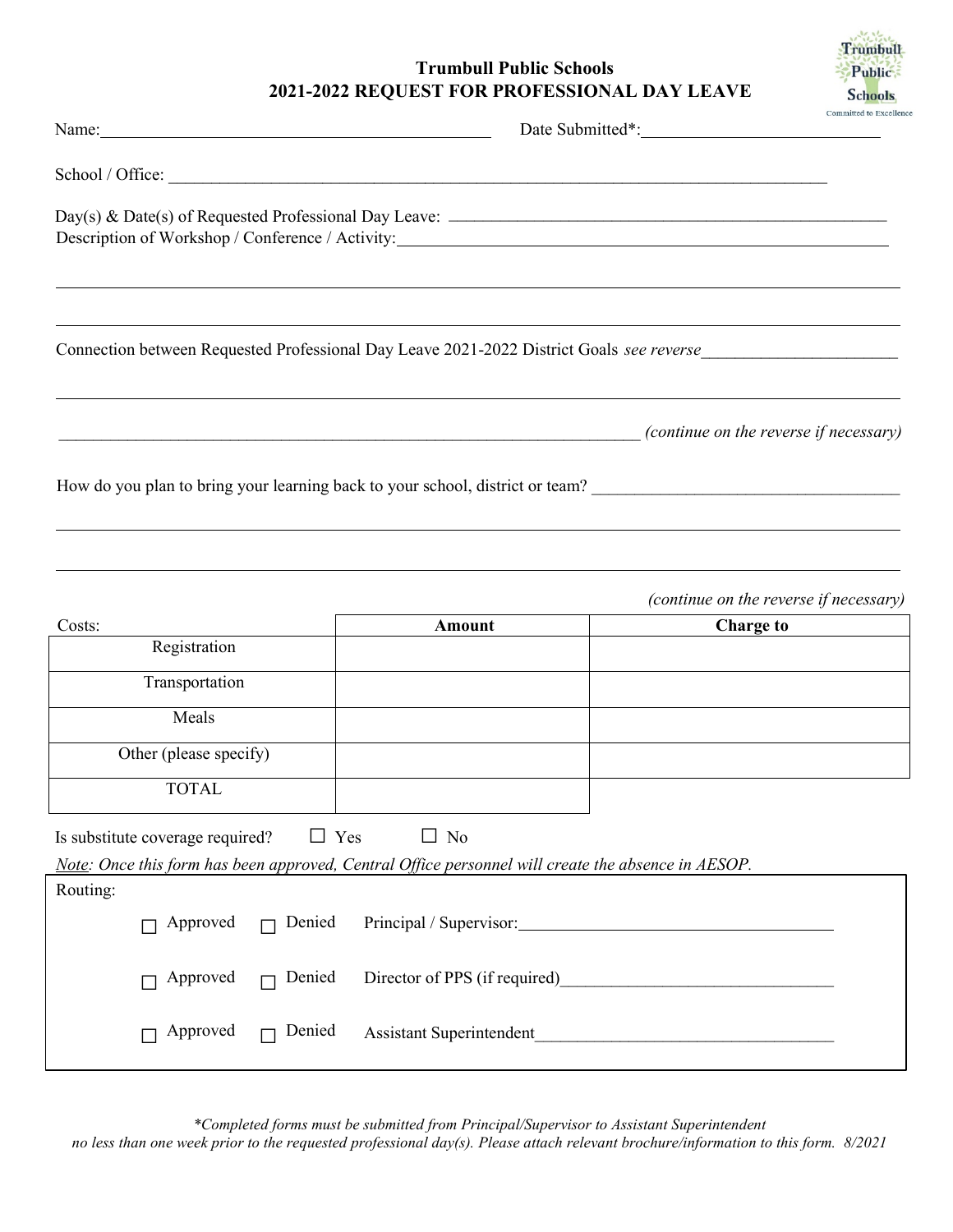# Trumbull Public Schools
## 2021-2022 REQUEST FOR PROFESSIONAL DAY LEAVE

Name:\_\_\_\_\_\_\_\_\_\_\_\_\_\_\_\_\_\_\_\_\_\_\_\_\_\_\_\_\_\_\_\_\_\_\_\_\_\_\_\_ Date Submitted*:\_\_\_\_\_\_\_\_\_\_\_\_\_\_\_\_\_\_\_\_\_\_\_\_\_\_\_

School / Office: \_\_\_\_\_\_\_\_\_\_\_\_\_\_\_\_\_\_\_\_\_\_\_\_\_\_\_\_\_\_\_\_\_\_\_\_\_\_\_\_\_\_\_\_\_\_\_\_\_\_\_\_\_\_\_\_\_\_\_\_\_\_\_\_\_\_\_\_\_\_\_\_\_\_\_\_

Day(s) & Date(s) of Requested Professional Day Leave: \_\_\_\_\_\_\_\_\_\_\_\_\_\_\_\_\_\_\_\_\_\_\_\_\_\_\_\_\_\_\_\_\_\_\_\_\_\_\_\_\_\_\_\_\_\_\_\_\_\_\_

Description of Workshop / Conference / Activity:\_\_\_\_\_\_\_\_\_\_\_\_\_\_\_\_\_\_\_\_\_\_\_\_\_\_\_\_\_\_\_\_\_\_\_\_\_\_\_\_\_\_\_\_\_\_\_\_\_\_\_\_\_\_\_\_\_\_

\_\_\_\_\_\_\_\_\_\_\_\_\_\_\_\_\_\_\_\_\_\_\_\_\_\_\_\_\_\_\_\_\_\_\_\_\_\_\_\_\_\_\_\_\_\_\_\_\_\_\_\_\_\_\_\_\_\_\_\_\_\_\_\_\_\_\_\_\_\_\_\_\_\_\_\_\_\_\_\_\_\_\_\_\_\_\_\_\_\_\_\_

\_\_\_\_\_\_\_\_\_\_\_\_\_\_\_\_\_\_\_\_\_\_\_\_\_\_\_\_\_\_\_\_\_\_\_\_\_\_\_\_\_\_\_\_\_\_\_\_\_\_\_\_\_\_\_\_\_\_\_\_\_\_\_\_\_\_\_\_\_\_\_\_\_\_\_\_\_\_\_\_\_\_\_\_\_\_\_\_\_\_\_\_

Connection between Requested Professional Day Leave 2021-2022 District Goals *see reverse*\_\_\_\_\_\_\_\_\_\_\_\_\_\_\_\_\_\_\_\_\_\_\_

\_\_\_\_\_\_\_\_\_\_\_\_\_\_\_\_\_\_\_\_\_\_\_\_\_\_\_\_\_\_\_\_\_\_\_\_\_\_\_\_\_\_\_\_\_\_\_\_\_\_\_\_\_\_\_\_\_\_\_\_\_\_\_\_\_\_\_\_\_\_\_\_\_\_\_\_\_\_\_\_\_\_\_\_\_\_\_\_\_\_\_\_

\_\_\_\_\_\_\_\_\_\_\_\_\_\_\_\_\_\_\_\_\_\_\_\_\_\_\_\_\_\_\_\_\_\_\_\_\_\_\_\_\_\_\_\_\_\_\_\_\_\_\_\_\_\_\_\_\_\_\_\_\_\_\_\_\_\_\_\_\_\_\_ *(continue on the reverse if necessary)*

How do you plan to bring your learning back to your school, district or team? \_\_\_\_\_\_\_\_\_\_\_\_\_\_\_\_\_\_\_\_\_\_\_\_\_\_\_\_\_\_\_\_\_\_\_\_\_

\_\_\_\_\_\_\_\_\_\_\_\_\_\_\_\_\_\_\_\_\_\_\_\_\_\_\_\_\_\_\_\_\_\_\_\_\_\_\_\_\_\_\_\_\_\_\_\_\_\_\_\_\_\_\_\_\_\_\_\_\_\_\_\_\_\_\_\_\_\_\_\_\_\_\_\_\_\_\_\_\_\_\_\_\_\_\_\_\_\_\_\_

\_\_\_\_\_\_\_\_\_\_\_\_\_\_\_\_\_\_\_\_\_\_\_\_\_\_\_\_\_\_\_\_\_\_\_\_\_\_\_\_\_\_\_\_\_\_\_\_\_\_\_\_\_\_\_\_\_\_\_\_\_\_\_\_\_\_\_\_\_\_\_\_\_\_\_\_\_\_\_\_\_\_\_\_\_\_\_\_\_\_\_\_

*(continue on the reverse if necessary)*

| Costs: | Amount | Charge to |
|---|---|---|
| Registration | | |
| Transportation | | |
| Meals | | |
| Other (please specify) | | |
| TOTAL | | |

Is substitute coverage required? ☐ Yes ☐ No

*Note: Once this form has been approved, Central Office personnel will create the absence in AESOP.*

Routing:

☐ Approved ☐ Denied Principal / Supervisor:\_\_\_\_\_\_\_\_\_\_\_\_\_\_\_\_\_\_\_\_\_\_\_\_\_\_\_\_\_\_\_\_\_\_\_\_\_

☐ Approved ☐ Denied Director of PPS (if required)\_\_\_\_\_\_\_\_\_\_\_\_\_\_\_\_\_\_\_\_\_\_\_\_\_\_\_\_\_\_\_\_\_

☐ Approved ☐ Denied Assistant Superintendent\_\_\_\_\_\_\_\_\_\_\_\_\_\_\_\_\_\_\_\_\_\_\_\_\_\_\_\_\_\_\_\_\_\_\_

*\*Completed forms must be submitted from Principal/Supervisor to Assistant Superintendent no less than one week prior to the requested professional day(s). Please attach relevant brochure/information to this form. 8/2021*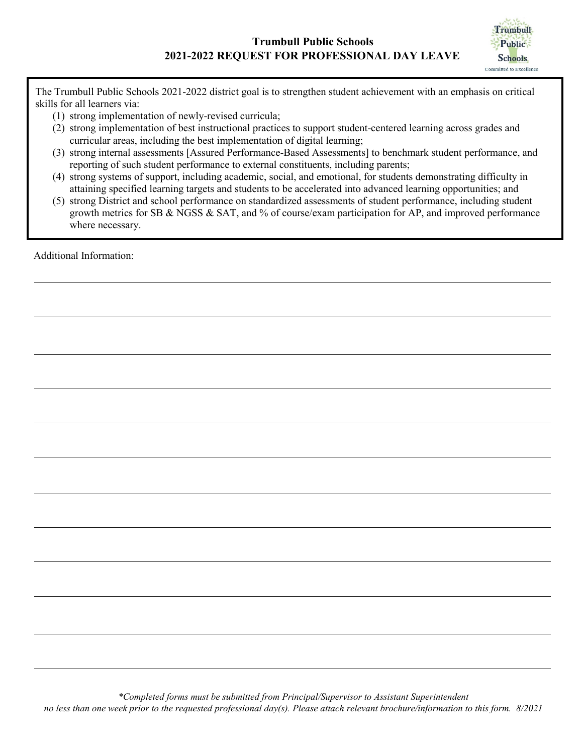## Trumbull Public Schools
## 2021-2022 REQUEST FOR PROFESSIONAL DAY LEAVE

The Trumbull Public Schools 2021-2022 district goal is to strengthen student achievement with an emphasis on critical skills for all learners via:

(1) strong implementation of newly-revised curricula;
(2) strong implementation of best instructional practices to support student-centered learning across grades and curricular areas, including the best implementation of digital learning;
(3) strong internal assessments [Assured Performance-Based Assessments] to benchmark student performance, and reporting of such student performance to external constituents, including parents;
(4) strong systems of support, including academic, social, and emotional, for students demonstrating difficulty in attaining specified learning targets and students to be accelerated into advanced learning opportunities; and
(5) strong District and school performance on standardized assessments of student performance, including student growth metrics for SB & NGSS & SAT, and % of course/exam participation for AP, and improved performance where necessary.

Additional Information:

*\*Completed forms must be submitted from Principal/Supervisor to Assistant Superintendent no less than one week prior to the requested professional day(s). Please attach relevant brochure/information to this form. 8/2021*